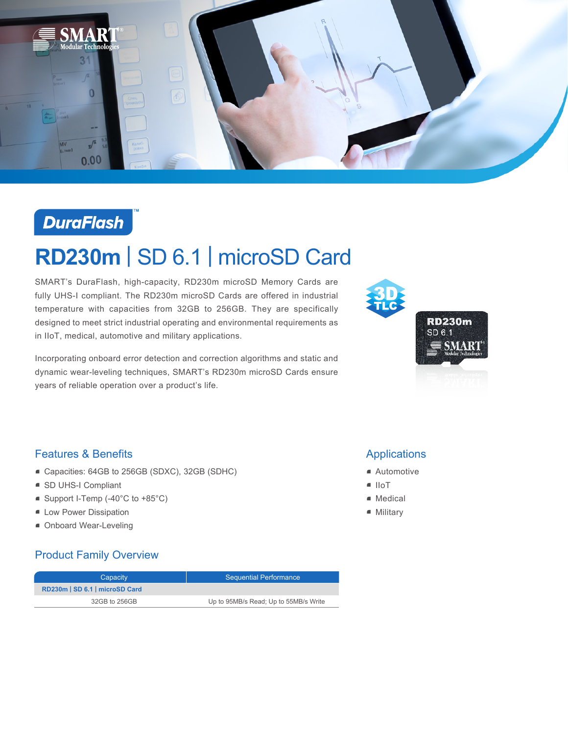DuraFlash™

# RD230m | SD 6.1 | microSD Card

SMART's DuraFlash, high-capacity, RD230m microSD Memory Cards are fully UHS-I compliant. The RD230m microSD Cards are offered in industrial temperature with capacities from 32GB to 256GB. They are specifically designed to meet strict industrial operating and environmental requirements as in IIoT, medical, automotive and military applications.

Incorporating onboard error detection and correction algorithms and static and dynamic wear-leveling techniques, SMART's RD230m microSD Cards ensure years of reliable operation over a product's life.

## Features & Benefits

- Capacities: 64GB to 256GB (SDXC), 32GB (SDHC)
- SD UHS-I Compliant
- Support I-Temp (-40°C to +85°C)
- Low Power Dissipation
- Onboard Wear-Leveling

## Applications

- Automotive
- IIoT
- Medical
- Military

## Product Family Overview

| Capacity | Sequential Performance |
|---|---|
| **RD230m \| SD 6.1 \| microSD Card** | |
| 32GB to 256GB | Up to 95MB/s Read; Up to 55MB/s Write |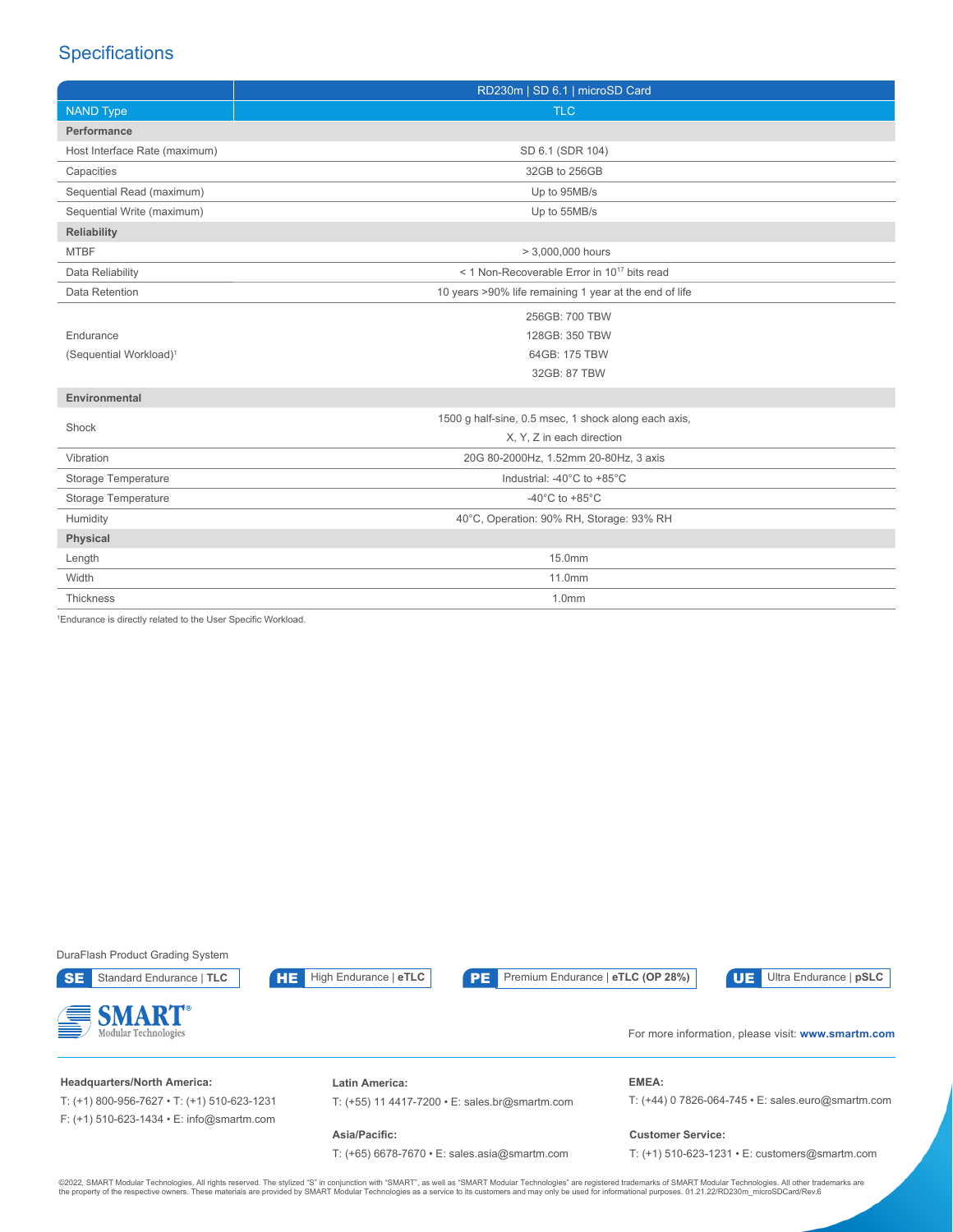## Specifications

| | RD230m \| SD 6.1 \| microSD Card |
|---|---|
| NAND Type | TLC |
| **Performance** | |
| Host Interface Rate (maximum) | SD 6.1 (SDR 104) |
| Capacities | 32GB to 256GB |
| Sequential Read (maximum) | Up to 95MB/s |
| Sequential Write (maximum) | Up to 55MB/s |
| **Reliability** | |
| MTBF | > 3,000,000 hours |
| Data Reliability | < 1 Non-Recoverable Error in $10^{17}$ bits read |
| Data Retention | 10 years >90% life remaining 1 year at the end of life |
| Endurance (Sequential Workload)[1] | 256GB: 700 TBW<br>128GB: 350 TBW<br>64GB: 175 TBW<br>32GB: 87 TBW |
| **Environmental** | |
| Shock | 1500 g half-sine, 0.5 msec, 1 shock along each axis, X, Y, Z in each direction |
| Vibration | 20G 80-2000Hz, 1.52mm 20-80Hz, 3 axis |
| Storage Temperature | Industrial: -40°C to +85°C |
| Storage Temperature | -40°C to +85°C |
| Humidity | 40°C, Operation: 90% RH, Storage: 93% RH |
| **Physical** | |
| Length | 15.0mm |
| Width | 11.0mm |
| Thickness | 1.0mm |

[1]Endurance is directly related to the User Specific Workload.

DuraFlash Product Grading System

**SE** Standard Endurance | **TLC**

**HE** High Endurance | **eTLC**

**PE** Premium Endurance | **eTLC (OP 28%)**

**UE** Ultra Endurance | **pSLC**

SMART® Modular Technologies

For more information, please visit: **www.smartm.com**

**Headquarters/North America:**
T: (+1) 800-956-7627 • T: (+1) 510-623-1231
F: (+1) 510-623-1434 • E: info@smartm.com

**Latin America:**
T: (+55) 11 4417-7200 • E: sales.br@smartm.com

**Asia/Pacific:**
T: (+65) 6678-7670 • E: sales.asia@smartm.com

**EMEA:**
T: (+44) 0 7826-064-745 • E: sales.euro@smartm.com

**Customer Service:**
T: (+1) 510-623-1231 • E: customers@smartm.com

©2022, SMART Modular Technologies, All rights reserved. The stylized "S" in conjunction with "SMART", as well as "SMART Modular Technologies" are registered trademarks of SMART Modular Technologies. All other trademarks are the property of the respective owners. These materials are provided by SMART Modular Technologies as a service to its customers and may only be used for informational purposes. 01.21.22/RD230m_microSDCard/Rev.6